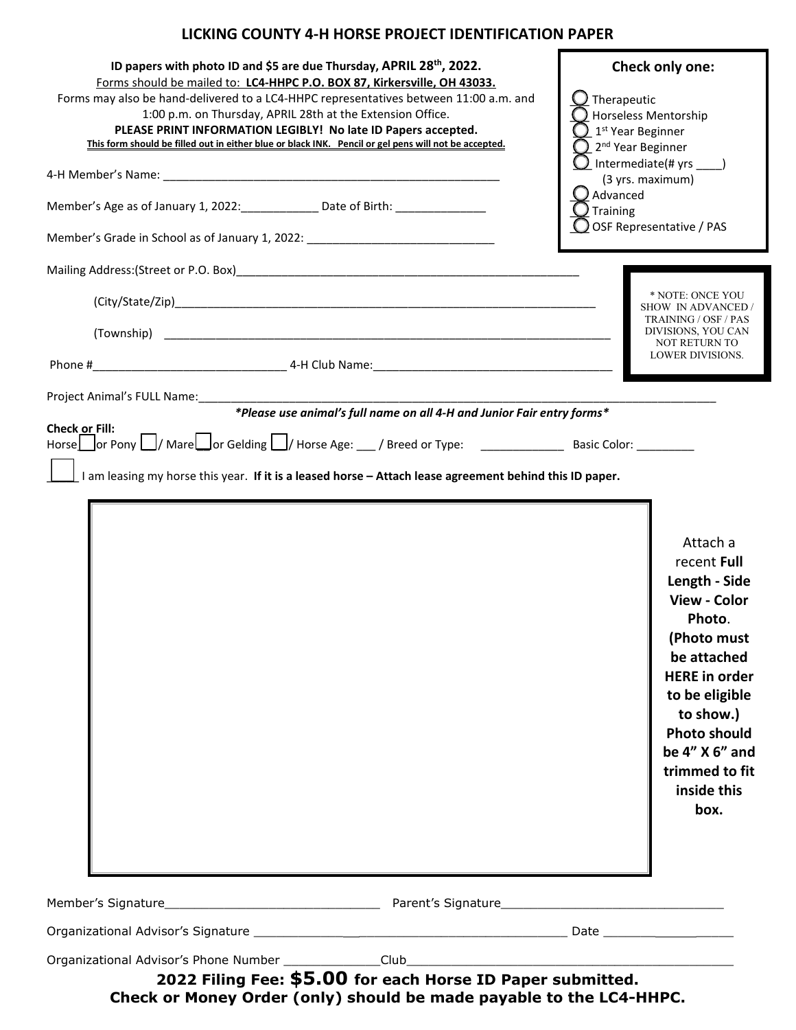# LICKING COUNTY 4-H HORSE PROJECT IDENTIFICATION PAPER

**ID papers with photo ID and $5 are due Thursday, APRIL 28th, 2022.**
Forms should be mailed to: **LC4-HHPC P.O. BOX 87, Kirkersville, OH 43033.**
Forms may also be hand-delivered to a LC4-HHPC representatives between 11:00 a.m. and 1:00 p.m. on Thursday, APRIL 28th at the Extension Office.
**PLEASE PRINT INFORMATION LEGIBLY! No late ID Papers accepted.**
**This form should be filled out in either blue or black INK. Pencil or gel pens will not be accepted.**

**Check only one:**

- ◯ Therapeutic
- ◯ Horseless Mentorship
- ◯ 1st Year Beginner
- ◯ 2nd Year Beginner
- ◯ Intermediate(# yrs ____) (3 yrs. maximum)
- ◯ Advanced
- ◯ Training
- ◯ OSF Representative / PAS

4-H Member's Name: ____________________________________________________

Member's Age as of January 1, 2022:____________ Date of Birth: ______________

Member's Grade in School as of January 1, 2022: ____________________________

Mailing Address:(Street or P.O. Box)______________________________________________________

(City/State/Zip)_________________________________________________________________

(Township) _____________________________________________________________________

Phone #______________________________ 4-H Club Name:_____________________________________

\* NOTE: ONCE YOU SHOW IN ADVANCED / TRAINING / OSF / PAS DIVISIONS, YOU CAN NOT RETURN TO LOWER DIVISIONS.

Project Animal's FULL Name:________________________________________________________________________________

***Please use animal's full name on all 4-H and Junior Fair entry forms***

**Check or Fill:**
Horse ☐ or Pony ☐ / Mare ☐ or Gelding ☐ / Horse Age: ___ / Breed or Type: _____________ Basic Color: _________

____ I am leasing my horse this year. **If it is a leased horse – Attach lease agreement behind this ID paper.**

Attach a recent **Full Length - Side View - Color Photo**. **(Photo must be attached HERE in order to be eligible to show.) Photo should be 4" X 6" and trimmed to fit inside this box.**

Member's Signature______________________________ Parent's Signature________________________________

Organizational Advisor's Signature ________________________________________ Date __________________

Organizational Advisor's Phone Number _____________Club____________________________________________

**2022 Filing Fee: $5.00 for each Horse ID Paper submitted.**
**Check or Money Order (only) should be made payable to the LC4-HHPC.**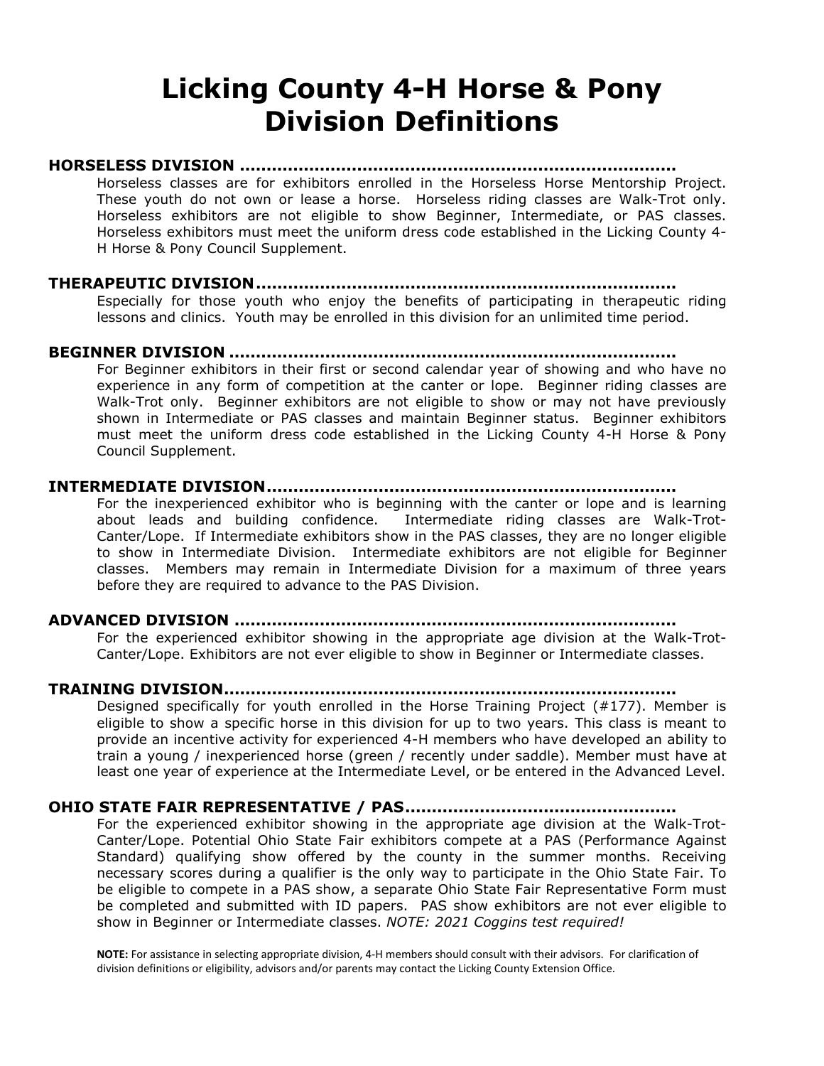# Licking County 4-H Horse & Pony Division Definitions

**HORSELESS DIVISION ...............................................................................**

Horseless classes are for exhibitors enrolled in the Horseless Horse Mentorship Project. These youth do not own or lease a horse. Horseless riding classes are Walk-Trot only. Horseless exhibitors are not eligible to show Beginner, Intermediate, or PAS classes. Horseless exhibitors must meet the uniform dress code established in the Licking County 4-H Horse & Pony Council Supplement.

**THERAPEUTIC DIVISION............................................................................**

Especially for those youth who enjoy the benefits of participating in therapeutic riding lessons and clinics. Youth may be enrolled in this division for an unlimited time period.

**BEGINNER DIVISION ...............................................................................**

For Beginner exhibitors in their first or second calendar year of showing and who have no experience in any form of competition at the canter or lope. Beginner riding classes are Walk-Trot only. Beginner exhibitors are not eligible to show or may not have previously shown in Intermediate or PAS classes and maintain Beginner status. Beginner exhibitors must meet the uniform dress code established in the Licking County 4-H Horse & Pony Council Supplement.

**INTERMEDIATE DIVISION.........................................................................**

For the inexperienced exhibitor who is beginning with the canter or lope and is learning about leads and building confidence. Intermediate riding classes are Walk-Trot-Canter/Lope. If Intermediate exhibitors show in the PAS classes, they are no longer eligible to show in Intermediate Division. Intermediate exhibitors are not eligible for Beginner classes. Members may remain in Intermediate Division for a maximum of three years before they are required to advance to the PAS Division.

**ADVANCED DIVISION ...............................................................................**

For the experienced exhibitor showing in the appropriate age division at the Walk-Trot-Canter/Lope. Exhibitors are not ever eligible to show in Beginner or Intermediate classes.

**TRAINING DIVISION.................................................................................**

Designed specifically for youth enrolled in the Horse Training Project (#177). Member is eligible to show a specific horse in this division for up to two years. This class is meant to provide an incentive activity for experienced 4-H members who have developed an ability to train a young / inexperienced horse (green / recently under saddle). Member must have at least one year of experience at the Intermediate Level, or be entered in the Advanced Level.

**OHIO STATE FAIR REPRESENTATIVE / PAS................................................**

For the experienced exhibitor showing in the appropriate age division at the Walk-Trot-Canter/Lope. Potential Ohio State Fair exhibitors compete at a PAS (Performance Against Standard) qualifying show offered by the county in the summer months. Receiving necessary scores during a qualifier is the only way to participate in the Ohio State Fair. To be eligible to compete in a PAS show, a separate Ohio State Fair Representative Form must be completed and submitted with ID papers. PAS show exhibitors are not ever eligible to show in Beginner or Intermediate classes. *NOTE: 2021 Coggins test required!*

**NOTE:** For assistance in selecting appropriate division, 4-H members should consult with their advisors. For clarification of division definitions or eligibility, advisors and/or parents may contact the Licking County Extension Office.